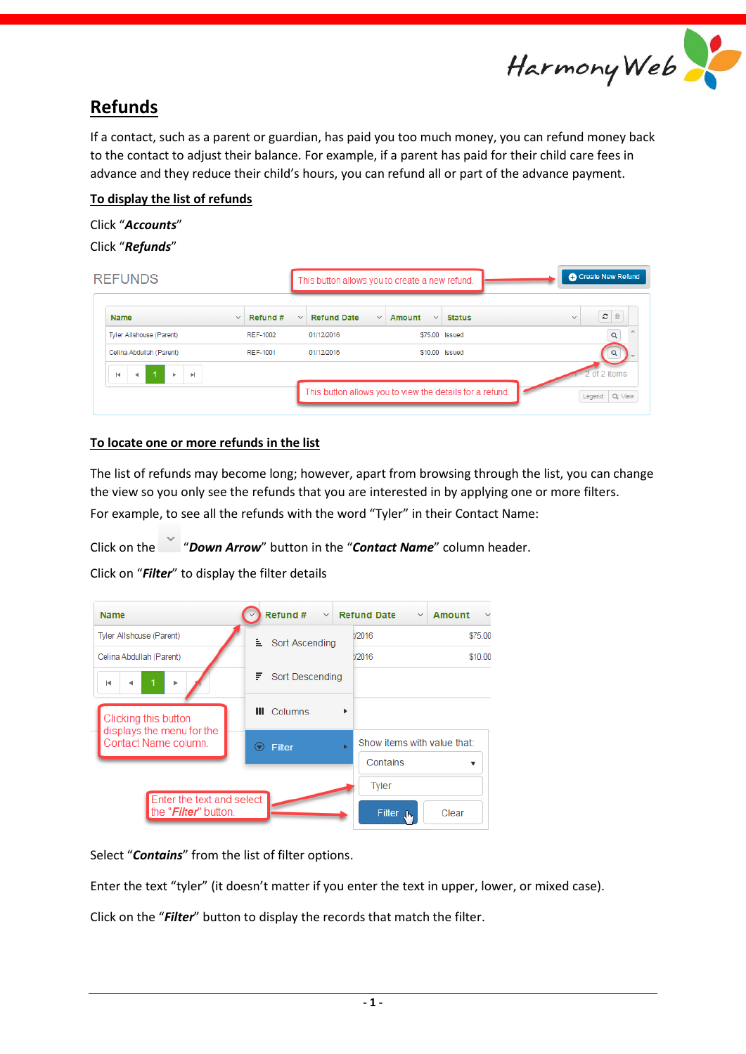# Refunds

If a contact, such as a parent or guardian, has paid you too much money, you can refund money back to the contact to adjust their balance. For example, if a parent has paid for their child care fees in advance and they reduce their child's hours, you can refund all or part of the advance payment.

## To display the list of refunds

Click "***Accounts***"

Click "***Refunds***"

## To locate one or more refunds in the list

The list of refunds may become long; however, apart from browsing through the list, you can change the view so you only see the refunds that you are interested in by applying one or more filters.

For example, to see all the refunds with the word "Tyler" in their Contact Name:

Click on the "***Down Arrow***" button in the "***Contact Name***" column header.

Click on "***Filter***" to display the filter details

Select "***Contains***" from the list of filter options.

Enter the text "tyler" (it doesn't matter if you enter the text in upper, lower, or mixed case).

Click on the "***Filter***" button to display the records that match the filter.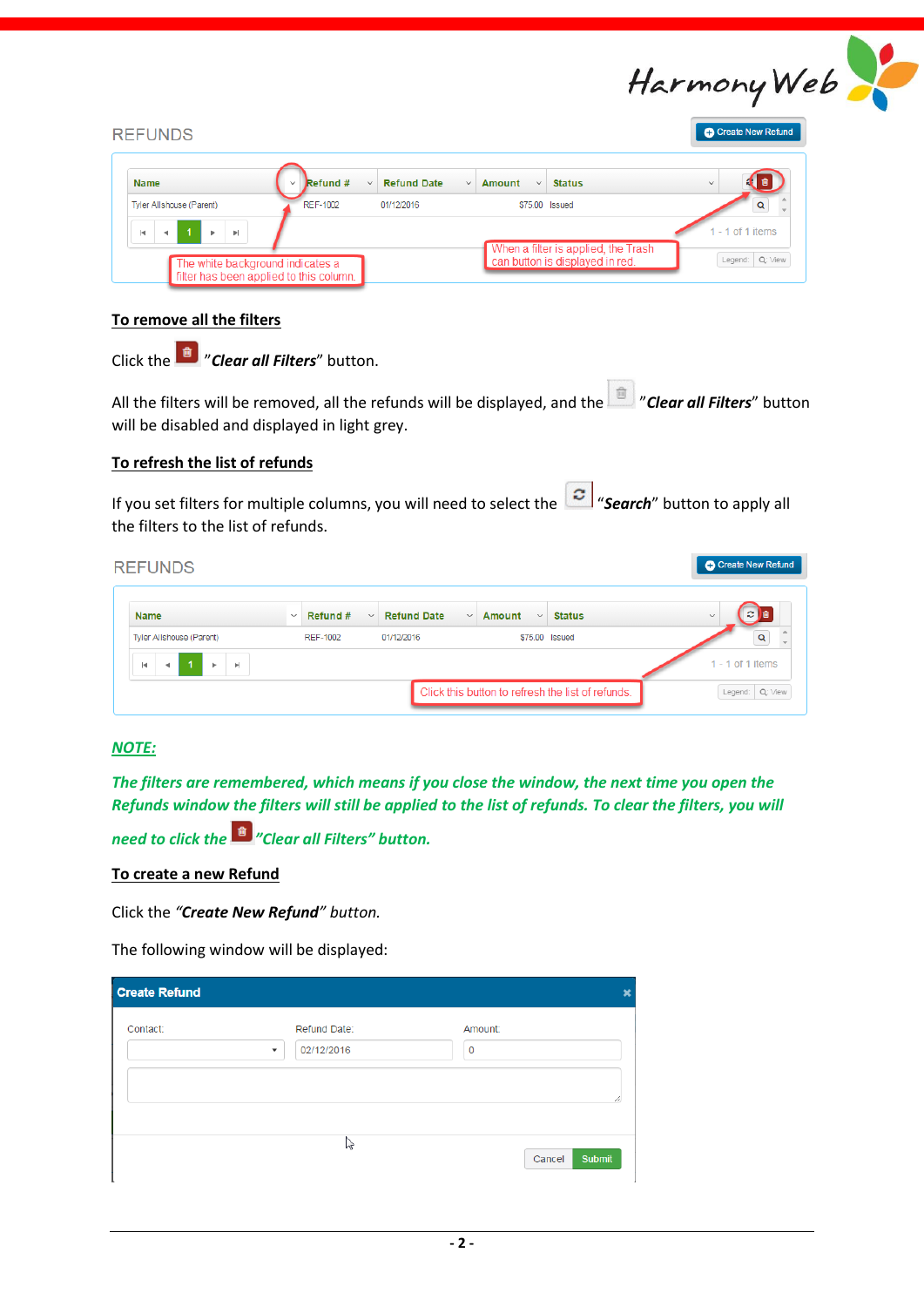REFUNDS

| Name | Refund # | Refund Date | Amount | Status |
|---|---|---|---|---|
| Tyler Allshouse (Parent) | REF-1002 | 01/12/2016 | $75.00 | Issued |

The white background indicates a filter has been applied to this column.

When a filter is applied, the Trash can button is displayed in red.

**To remove all the filters**

Click the "***Clear all Filters***" button.

All the filters will be removed, all the refunds will be displayed, and the "***Clear all Filters***" button will be disabled and displayed in light grey.

**To refresh the list of refunds**

If you set filters for multiple columns, you will need to select the "***Search***" button to apply all the filters to the list of refunds.

REFUNDS

| Name | Refund # | Refund Date | Amount | Status |
|---|---|---|---|---|
| Tyler Allshouse (Parent) | REF-1002 | 01/12/2016 | $75.00 | Issued |

Click this button to refresh the list of refunds.

***NOTE:***

***The filters are remembered, which means if you close the window, the next time you open the Refunds window the filters will still be applied to the list of refunds. To clear the filters, you will need to click the "Clear all Filters" button.***

**To create a new Refund**

Click the *"**Create New Refund**" button.*

The following window will be displayed:

**Create Refund**

Contact: | Refund Date: 02/12/2016 | Amount: 0

Cancel | Submit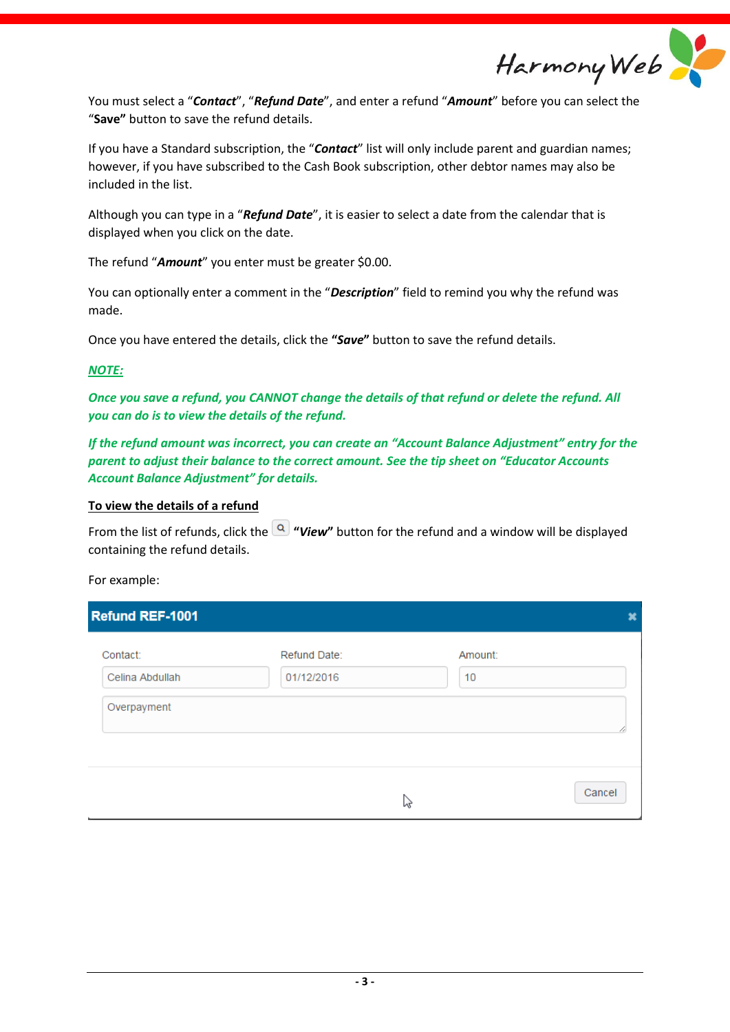You must select a "***Contact***", "***Refund Date***", and enter a refund "***Amount***" before you can select the "**Save"** button to save the refund details.

If you have a Standard subscription, the "***Contact***" list will only include parent and guardian names; however, if you have subscribed to the Cash Book subscription, other debtor names may also be included in the list.

Although you can type in a "***Refund Date***", it is easier to select a date from the calendar that is displayed when you click on the date.

The refund "***Amount***" you enter must be greater $0.00.

You can optionally enter a comment in the "***Description***" field to remind you why the refund was made.

Once you have entered the details, click the **"*Save*"** button to save the refund details.

***NOTE:***

***Once you save a refund, you CANNOT change the details of that refund or delete the refund. All you can do is to view the details of the refund.***

***If the refund amount was incorrect, you can create an "Account Balance Adjustment" entry for the parent to adjust their balance to the correct amount. See the tip sheet on "Educator Accounts Account Balance Adjustment" for details.***

**To view the details of a refund**

From the list of refunds, click the **"*View*"** button for the refund and a window will be displayed containing the refund details.

For example:

**Refund REF-1001**

| Contact: | Refund Date: | Amount: |
| --- | --- | --- |
| Celina Abdullah | 01/12/2016 | 10 |

Overpayment

Cancel